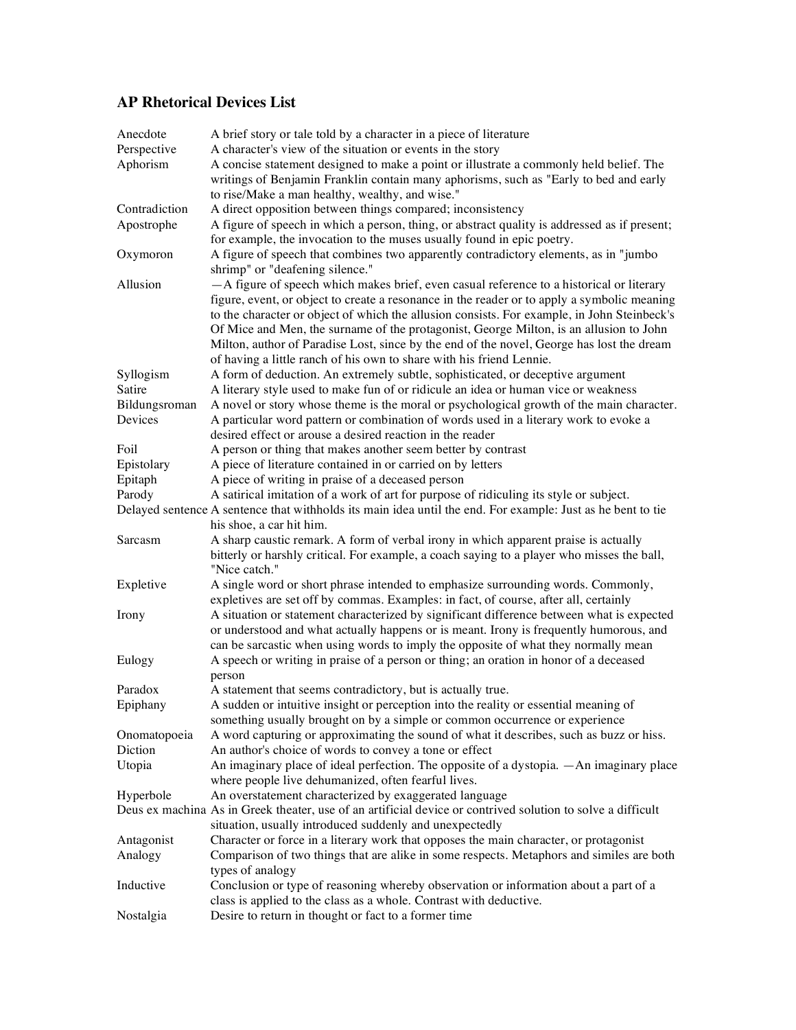# AP Rhetorical Devices List

| Term | Definition |
|---|---|
| Anecdote | A brief story or tale told by a character in a piece of literature |
| Perspective | A character's view of the situation or events in the story |
| Aphorism | A concise statement designed to make a point or illustrate a commonly held belief. The writings of Benjamin Franklin contain many aphorisms, such as "Early to bed and early to rise/Make a man healthy, wealthy, and wise." |
| Contradiction | A direct opposition between things compared; inconsistency |
| Apostrophe | A figure of speech in which a person, thing, or abstract quality is addressed as if present; for example, the invocation to the muses usually found in epic poetry. |
| Oxymoron | A figure of speech that combines two apparently contradictory elements, as in "jumbo shrimp" or "deafening silence." |
| Allusion | —A figure of speech which makes brief, even casual reference to a historical or literary figure, event, or object to create a resonance in the reader or to apply a symbolic meaning to the character or object of which the allusion consists. For example, in John Steinbeck's Of Mice and Men, the surname of the protagonist, George Milton, is an allusion to John Milton, author of Paradise Lost, since by the end of the novel, George has lost the dream of having a little ranch of his own to share with his friend Lennie. |
| Syllogism | A form of deduction. An extremely subtle, sophisticated, or deceptive argument |
| Satire | A literary style used to make fun of or ridicule an idea or human vice or weakness |
| Bildungsroman | A novel or story whose theme is the moral or psychological growth of the main character. |
| Devices | A particular word pattern or combination of words used in a literary work to evoke a desired effect or arouse a desired reaction in the reader |
| Foil | A person or thing that makes another seem better by contrast |
| Epistolary | A piece of literature contained in or carried on by letters |
| Epitaph | A piece of writing in praise of a deceased person |
| Parody | A satirical imitation of a work of art for purpose of ridiculing its style or subject. |
| Delayed sentence | A sentence that withholds its main idea until the end. For example: Just as he bent to tie his shoe, a car hit him. |
| Sarcasm | A sharp caustic remark. A form of verbal irony in which apparent praise is actually bitterly or harshly critical. For example, a coach saying to a player who misses the ball, "Nice catch." |
| Expletive | A single word or short phrase intended to emphasize surrounding words. Commonly, expletives are set off by commas. Examples: in fact, of course, after all, certainly |
| Irony | A situation or statement characterized by significant difference between what is expected or understood and what actually happens or is meant. Irony is frequently humorous, and can be sarcastic when using words to imply the opposite of what they normally mean |
| Eulogy | A speech or writing in praise of a person or thing; an oration in honor of a deceased person |
| Paradox | A statement that seems contradictory, but is actually true. |
| Epiphany | A sudden or intuitive insight or perception into the reality or essential meaning of something usually brought on by a simple or common occurrence or experience |
| Onomatopoeia | A word capturing or approximating the sound of what it describes, such as buzz or hiss. |
| Diction | An author's choice of words to convey a tone or effect |
| Utopia | An imaginary place of ideal perfection. The opposite of a dystopia. —An imaginary place where people live dehumanized, often fearful lives. |
| Hyperbole | An overstatement characterized by exaggerated language |
| Deus ex machina | As in Greek theater, use of an artificial device or contrived solution to solve a difficult situation, usually introduced suddenly and unexpectedly |
| Antagonist | Character or force in a literary work that opposes the main character, or protagonist |
| Analogy | Comparison of two things that are alike in some respects. Metaphors and similes are both types of analogy |
| Inductive | Conclusion or type of reasoning whereby observation or information about a part of a class is applied to the class as a whole. Contrast with deductive. |
| Nostalgia | Desire to return in thought or fact to a former time |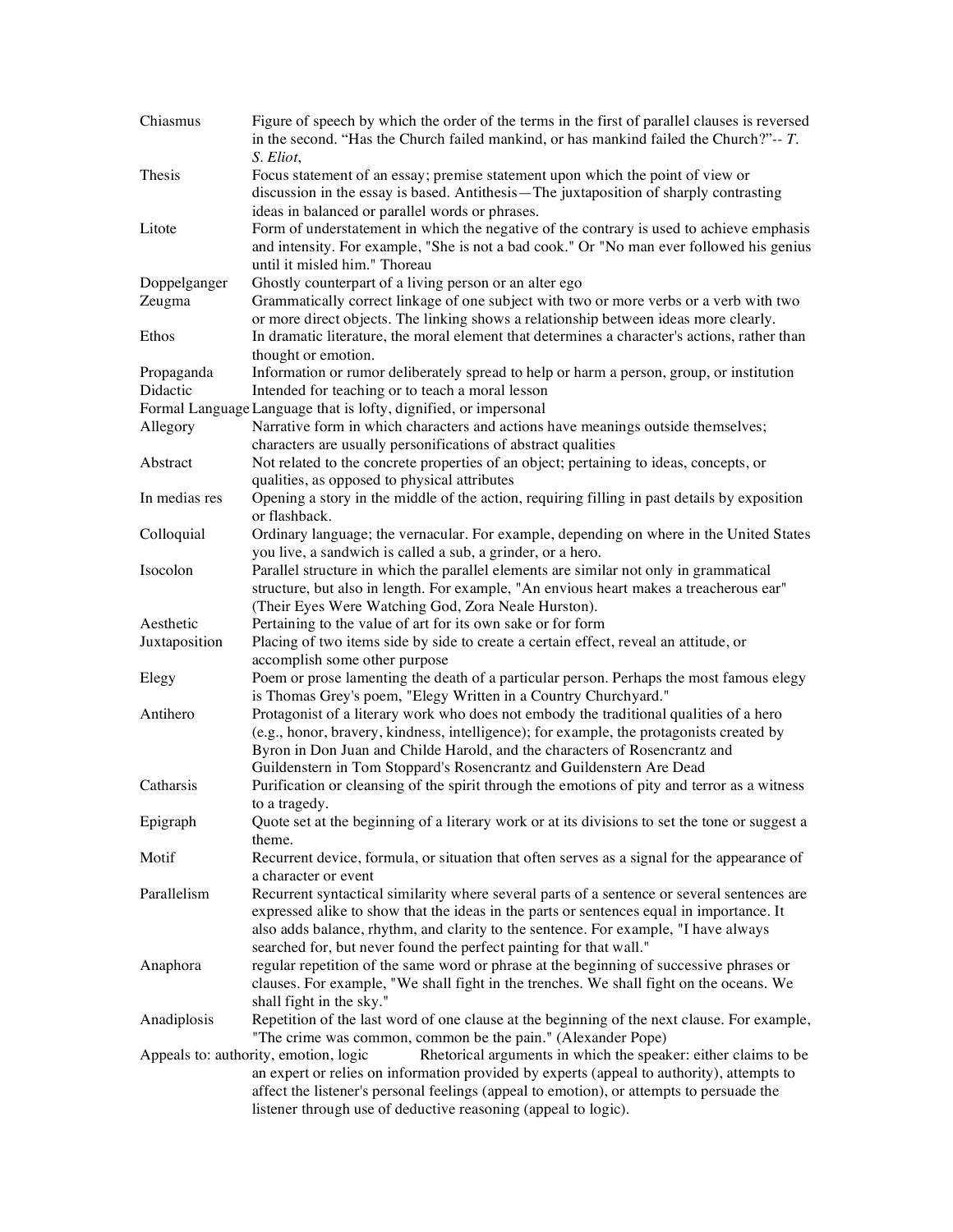| | |
|---|---|
| Chiasmus | Figure of speech by which the order of the terms in the first of parallel clauses is reversed in the second. “Has the Church failed mankind, or has mankind failed the Church?”-- *T. S. Eliot*, |
| Thesis | Focus statement of an essay; premise statement upon which the point of view or discussion in the essay is based. Antithesis—The juxtaposition of sharply contrasting ideas in balanced or parallel words or phrases. |
| Litote | Form of understatement in which the negative of the contrary is used to achieve emphasis and intensity. For example, "She is not a bad cook." Or "No man ever followed his genius until it misled him." Thoreau |
| Doppelganger | Ghostly counterpart of a living person or an alter ego |
| Zeugma | Grammatically correct linkage of one subject with two or more verbs or a verb with two or more direct objects. The linking shows a relationship between ideas more clearly. |
| Ethos | In dramatic literature, the moral element that determines a character's actions, rather than thought or emotion. |
| Propaganda | Information or rumor deliberately spread to help or harm a person, group, or institution |
| Didactic | Intended for teaching or to teach a moral lesson |
| Formal Language | Language that is lofty, dignified, or impersonal |
| Allegory | Narrative form in which characters and actions have meanings outside themselves; characters are usually personifications of abstract qualities |
| Abstract | Not related to the concrete properties of an object; pertaining to ideas, concepts, or qualities, as opposed to physical attributes |
| In medias res | Opening a story in the middle of the action, requiring filling in past details by exposition or flashback. |
| Colloquial | Ordinary language; the vernacular. For example, depending on where in the United States you live, a sandwich is called a sub, a grinder, or a hero. |
| Isocolon | Parallel structure in which the parallel elements are similar not only in grammatical structure, but also in length. For example, "An envious heart makes a treacherous ear" (Their Eyes Were Watching God, Zora Neale Hurston). |
| Aesthetic | Pertaining to the value of art for its own sake or for form |
| Juxtaposition | Placing of two items side by side to create a certain effect, reveal an attitude, or accomplish some other purpose |
| Elegy | Poem or prose lamenting the death of a particular person. Perhaps the most famous elegy is Thomas Grey's poem, "Elegy Written in a Country Churchyard." |
| Antihero | Protagonist of a literary work who does not embody the traditional qualities of a hero (e.g., honor, bravery, kindness, intelligence); for example, the protagonists created by Byron in Don Juan and Childe Harold, and the characters of Rosencrantz and Guildenstern in Tom Stoppard's Rosencrantz and Guildenstern Are Dead |
| Catharsis | Purification or cleansing of the spirit through the emotions of pity and terror as a witness to a tragedy. |
| Epigraph | Quote set at the beginning of a literary work or at its divisions to set the tone or suggest a theme. |
| Motif | Recurrent device, formula, or situation that often serves as a signal for the appearance of a character or event |
| Parallelism | Recurrent syntactical similarity where several parts of a sentence or several sentences are expressed alike to show that the ideas in the parts or sentences equal in importance. It also adds balance, rhythm, and clarity to the sentence. For example, "I have always searched for, but never found the perfect painting for that wall." |
| Anaphora | regular repetition of the same word or phrase at the beginning of successive phrases or clauses. For example, "We shall fight in the trenches. We shall fight on the oceans. We shall fight in the sky." |
| Anadiplosis | Repetition of the last word of one clause at the beginning of the next clause. For example, "The crime was common, common be the pain." (Alexander Pope) |
| Appeals to: authority, emotion, logic | Rhetorical arguments in which the speaker: either claims to be an expert or relies on information provided by experts (appeal to authority), attempts to affect the listener's personal feelings (appeal to emotion), or attempts to persuade the listener through use of deductive reasoning (appeal to logic). |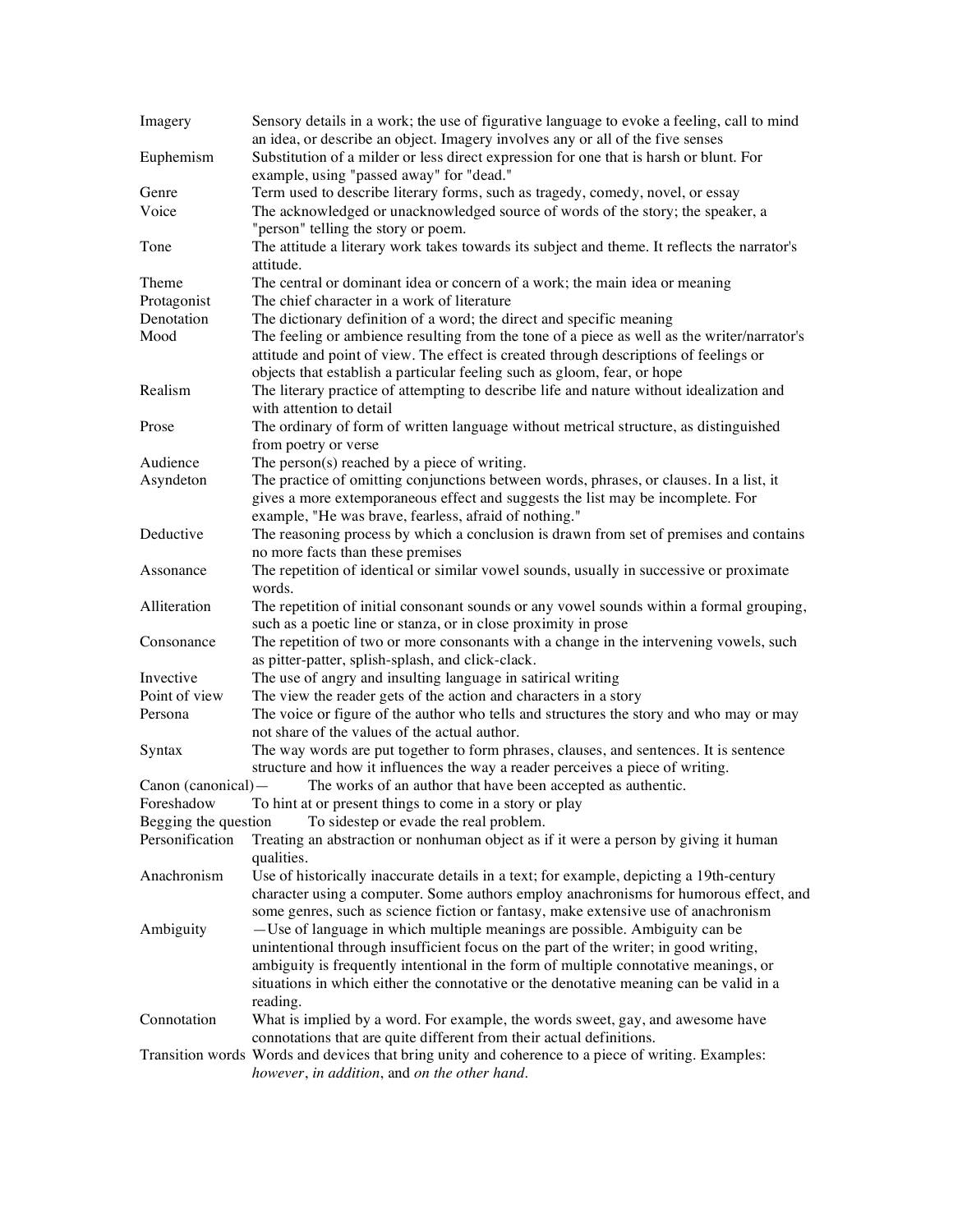| | |
|---|---|
| Imagery | Sensory details in a work; the use of figurative language to evoke a feeling, call to mind an idea, or describe an object. Imagery involves any or all of the five senses |
| Euphemism | Substitution of a milder or less direct expression for one that is harsh or blunt. For example, using "passed away" for "dead." |
| Genre | Term used to describe literary forms, such as tragedy, comedy, novel, or essay |
| Voice | The acknowledged or unacknowledged source of words of the story; the speaker, a "person" telling the story or poem. |
| Tone | The attitude a literary work takes towards its subject and theme. It reflects the narrator's attitude. |
| Theme | The central or dominant idea or concern of a work; the main idea or meaning |
| Protagonist | The chief character in a work of literature |
| Denotation | The dictionary definition of a word; the direct and specific meaning |
| Mood | The feeling or ambience resulting from the tone of a piece as well as the writer/narrator's attitude and point of view. The effect is created through descriptions of feelings or objects that establish a particular feeling such as gloom, fear, or hope |
| Realism | The literary practice of attempting to describe life and nature without idealization and with attention to detail |
| Prose | The ordinary of form of written language without metrical structure, as distinguished from poetry or verse |
| Audience | The person(s) reached by a piece of writing. |
| Asyndeton | The practice of omitting conjunctions between words, phrases, or clauses. In a list, it gives a more extemporaneous effect and suggests the list may be incomplete. For example, "He was brave, fearless, afraid of nothing." |
| Deductive | The reasoning process by which a conclusion is drawn from set of premises and contains no more facts than these premises |
| Assonance | The repetition of identical or similar vowel sounds, usually in successive or proximate words. |
| Alliteration | The repetition of initial consonant sounds or any vowel sounds within a formal grouping, such as a poetic line or stanza, or in close proximity in prose |
| Consonance | The repetition of two or more consonants with a change in the intervening vowels, such as pitter-patter, splish-splash, and click-clack. |
| Invective | The use of angry and insulting language in satirical writing |
| Point of view | The view the reader gets of the action and characters in a story |
| Persona | The voice or figure of the author who tells and structures the story and who may or may not share of the values of the actual author. |
| Syntax | The way words are put together to form phrases, clauses, and sentences. It is sentence structure and how it influences the way a reader perceives a piece of writing. |
| Canon (canonical)— | The works of an author that have been accepted as authentic. |
| Foreshadow | To hint at or present things to come in a story or play |
| Begging the question | To sidestep or evade the real problem. |
| Personification | Treating an abstraction or nonhuman object as if it were a person by giving it human qualities. |
| Anachronism | Use of historically inaccurate details in a text; for example, depicting a 19th-century character using a computer. Some authors employ anachronisms for humorous effect, and some genres, such as science fiction or fantasy, make extensive use of anachronism |
| Ambiguity | —Use of language in which multiple meanings are possible. Ambiguity can be unintentional through insufficient focus on the part of the writer; in good writing, ambiguity is frequently intentional in the form of multiple connotative meanings, or situations in which either the connotative or the denotative meaning can be valid in a reading. |
| Connotation | What is implied by a word. For example, the words sweet, gay, and awesome have connotations that are quite different from their actual definitions. |
| Transition words | Words and devices that bring unity and coherence to a piece of writing. Examples: *however*, *in addition*, and *on the other hand*. |